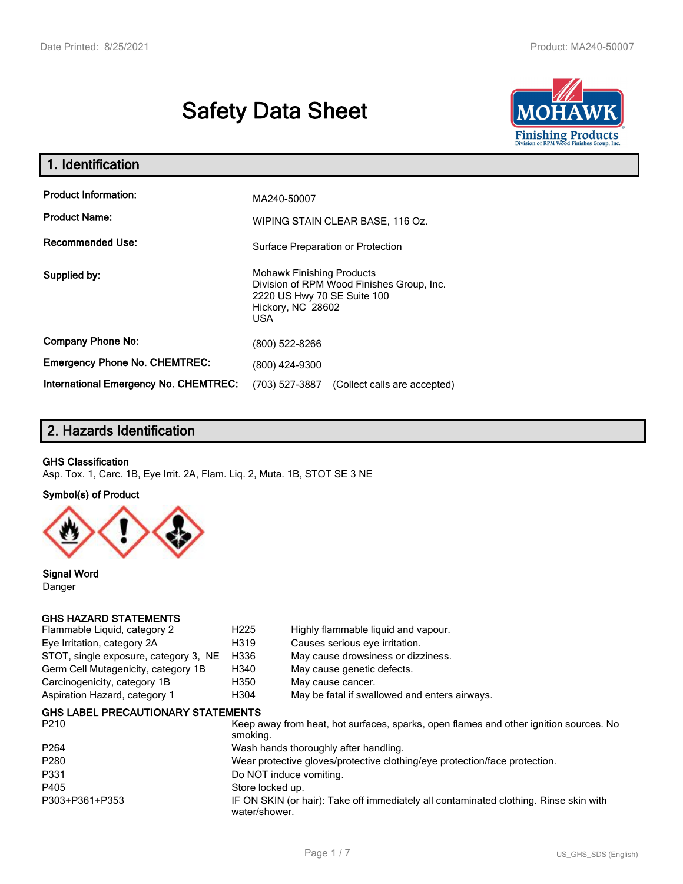# Safety Data Sheet

## 1. Identification

| | |
|---|---|
| **Product Information:** | MA240-50007 |
| **Product Name:** | WIPING STAIN CLEAR BASE, 116 Oz. |
| **Recommended Use:** | Surface Preparation or Protection |
| **Supplied by:** | Mohawk Finishing Products<br>Division of RPM Wood Finishes Group, Inc.<br>2220 US Hwy 70 SE Suite 100<br>Hickory, NC 28602<br>USA |
| **Company Phone No:** | (800) 522-8266 |
| **Emergency Phone No. CHEMTREC:** | (800) 424-9300 |
| **International Emergency No. CHEMTREC:** | (703) 527-3887 (Collect calls are accepted) |

## 2. Hazards Identification

**GHS Classification**

Asp. Tox. 1, Carc. 1B, Eye Irrit. 2A, Flam. Liq. 2, Muta. 1B, STOT SE 3 NE

**Symbol(s) of Product**

**Signal Word**

Danger

**GHS HAZARD STATEMENTS**

| | | |
|---|---|---|
| Flammable Liquid, category 2 | H225 | Highly flammable liquid and vapour. |
| Eye Irritation, category 2A | H319 | Causes serious eye irritation. |
| STOT, single exposure, category 3, NE | H336 | May cause drowsiness or dizziness. |
| Germ Cell Mutagenicity, category 1B | H340 | May cause genetic defects. |
| Carcinogenicity, category 1B | H350 | May cause cancer. |
| Aspiration Hazard, category 1 | H304 | May be fatal if swallowed and enters airways. |

**GHS LABEL PRECAUTIONARY STATEMENTS**

| | |
|---|---|
| P210 | Keep away from heat, hot surfaces, sparks, open flames and other ignition sources. No smoking. |
| P264 | Wash hands thoroughly after handling. |
| P280 | Wear protective gloves/protective clothing/eye protection/face protection. |
| P331 | Do NOT induce vomiting. |
| P405 | Store locked up. |
| P303+P361+P353 | IF ON SKIN (or hair): Take off immediately all contaminated clothing. Rinse skin with water/shower. |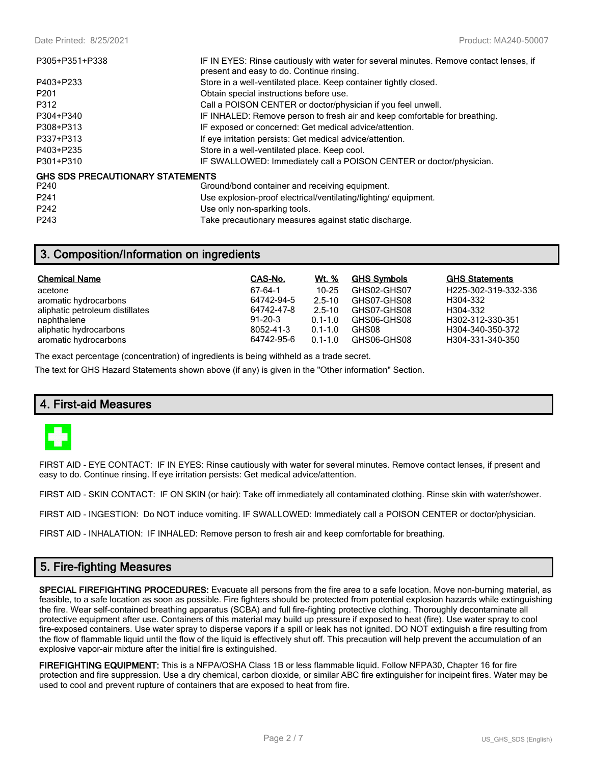| | |
|---|---|
| P305+P351+P338 | IF IN EYES: Rinse cautiously with water for several minutes. Remove contact lenses, if present and easy to do. Continue rinsing. |
| P403+P233 | Store in a well-ventilated place. Keep container tightly closed. |
| P201 | Obtain special instructions before use. |
| P312 | Call a POISON CENTER or doctor/physician if you feel unwell. |
| P304+P340 | IF INHALED: Remove person to fresh air and keep comfortable for breathing. |
| P308+P313 | IF exposed or concerned: Get medical advice/attention. |
| P337+P313 | If eye irritation persists: Get medical advice/attention. |
| P403+P235 | Store in a well-ventilated place. Keep cool. |
| P301+P310 | IF SWALLOWED: Immediately call a POISON CENTER or doctor/physician. |

**GHS SDS PRECAUTIONARY STATEMENTS**

| | |
|---|---|
| P240 | Ground/bond container and receiving equipment. |
| P241 | Use explosion-proof electrical/ventilating/lighting/ equipment. |
| P242 | Use only non-sparking tools. |
| P243 | Take precautionary measures against static discharge. |

## 3. Composition/Information on ingredients

| Chemical Name | CAS-No. | Wt. % | GHS Symbols | GHS Statements |
|---|---|---|---|---|
| acetone | 67-64-1 | 10-25 | GHS02-GHS07 | H225-302-319-332-336 |
| aromatic hydrocarbons | 64742-94-5 | 2.5-10 | GHS07-GHS08 | H304-332 |
| aliphatic petroleum distillates | 64742-47-8 | 2.5-10 | GHS07-GHS08 | H304-332 |
| naphthalene | 91-20-3 | 0.1-1.0 | GHS06-GHS08 | H302-312-330-351 |
| aliphatic hydrocarbons | 8052-41-3 | 0.1-1.0 | GHS08 | H304-340-350-372 |
| aromatic hydrocarbons | 64742-95-6 | 0.1-1.0 | GHS06-GHS08 | H304-331-340-350 |

The exact percentage (concentration) of ingredients is being withheld as a trade secret.

The text for GHS Hazard Statements shown above (if any) is given in the "Other information" Section.

## 4. First-aid Measures

FIRST AID - EYE CONTACT: IF IN EYES: Rinse cautiously with water for several minutes. Remove contact lenses, if present and easy to do. Continue rinsing. If eye irritation persists: Get medical advice/attention.

FIRST AID - SKIN CONTACT: IF ON SKIN (or hair): Take off immediately all contaminated clothing. Rinse skin with water/shower.

FIRST AID - INGESTION: Do NOT induce vomiting. IF SWALLOWED: Immediately call a POISON CENTER or doctor/physician.

FIRST AID - INHALATION: IF INHALED: Remove person to fresh air and keep comfortable for breathing.

## 5. Fire-fighting Measures

**SPECIAL FIREFIGHTING PROCEDURES:** Evacuate all persons from the fire area to a safe location. Move non-burning material, as feasible, to a safe location as soon as possible. Fire fighters should be protected from potential explosion hazards while extinguishing the fire. Wear self-contained breathing apparatus (SCBA) and full fire-fighting protective clothing. Thoroughly decontaminate all protective equipment after use. Containers of this material may build up pressure if exposed to heat (fire). Use water spray to cool fire-exposed containers. Use water spray to disperse vapors if a spill or leak has not ignited. DO NOT extinguish a fire resulting from the flow of flammable liquid until the flow of the liquid is effectively shut off. This precaution will help prevent the accumulation of an explosive vapor-air mixture after the initial fire is extinguished.

**FIREFIGHTING EQUIPMENT:** This is a NFPA/OSHA Class 1B or less flammable liquid. Follow NFPA30, Chapter 16 for fire protection and fire suppression. Use a dry chemical, carbon dioxide, or similar ABC fire extinguisher for incipeint fires. Water may be used to cool and prevent rupture of containers that are exposed to heat from fire.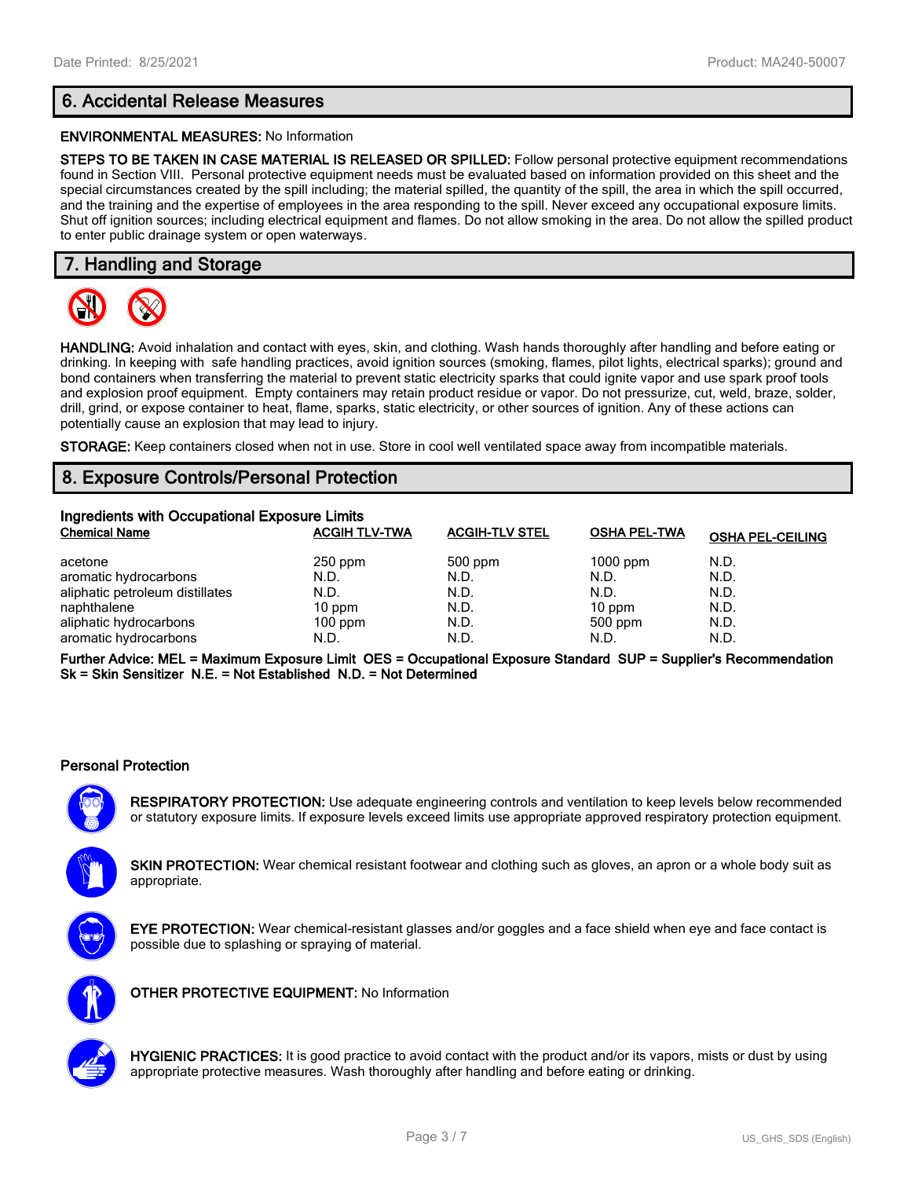## 6. Accidental Release Measures

**ENVIRONMENTAL MEASURES:** No Information

**STEPS TO BE TAKEN IN CASE MATERIAL IS RELEASED OR SPILLED:** Follow personal protective equipment recommendations found in Section VIII. Personal protective equipment needs must be evaluated based on information provided on this sheet and the special circumstances created by the spill including; the material spilled, the quantity of the spill, the area in which the spill occurred, and the training and the expertise of employees in the area responding to the spill. Never exceed any occupational exposure limits. Shut off ignition sources; including electrical equipment and flames. Do not allow smoking in the area. Do not allow the spilled product to enter public drainage system or open waterways.

## 7. Handling and Storage

**HANDLING:** Avoid inhalation and contact with eyes, skin, and clothing. Wash hands thoroughly after handling and before eating or drinking. In keeping with safe handling practices, avoid ignition sources (smoking, flames, pilot lights, electrical sparks); ground and bond containers when transferring the material to prevent static electricity sparks that could ignite vapor and use spark proof tools and explosion proof equipment. Empty containers may retain product residue or vapor. Do not pressurize, cut, weld, braze, solder, drill, grind, or expose container to heat, flame, sparks, static electricity, or other sources of ignition. Any of these actions can potentially cause an explosion that may lead to injury.

**STORAGE:** Keep containers closed when not in use. Store in cool well ventilated space away from incompatible materials.

## 8. Exposure Controls/Personal Protection

**Ingredients with Occupational Exposure Limits**

| Chemical Name | ACGIH TLV-TWA | ACGIH-TLV STEL | OSHA PEL-TWA | OSHA PEL-CEILING |
|---|---|---|---|---|
| acetone | 250 ppm | 500 ppm | 1000 ppm | N.D. |
| aromatic hydrocarbons | N.D. | N.D. | N.D. | N.D. |
| aliphatic petroleum distillates | N.D. | N.D. | N.D. | N.D. |
| naphthalene | 10 ppm | N.D. | 10 ppm | N.D. |
| aliphatic hydrocarbons | 100 ppm | N.D. | 500 ppm | N.D. |
| aromatic hydrocarbons | N.D. | N.D. | N.D. | N.D. |

**Further Advice: MEL = Maximum Exposure Limit OES = Occupational Exposure Standard SUP = Supplier's Recommendation Sk = Skin Sensitizer N.E. = Not Established N.D. = Not Determined**

### Personal Protection

**RESPIRATORY PROTECTION:** Use adequate engineering controls and ventilation to keep levels below recommended or statutory exposure limits. If exposure levels exceed limits use appropriate approved respiratory protection equipment.

**SKIN PROTECTION:** Wear chemical resistant footwear and clothing such as gloves, an apron or a whole body suit as appropriate.

**EYE PROTECTION:** Wear chemical-resistant glasses and/or goggles and a face shield when eye and face contact is possible due to splashing or spraying of material.

**OTHER PROTECTIVE EQUIPMENT:** No Information

**HYGIENIC PRACTICES:** It is good practice to avoid contact with the product and/or its vapors, mists or dust by using appropriate protective measures. Wash thoroughly after handling and before eating or drinking.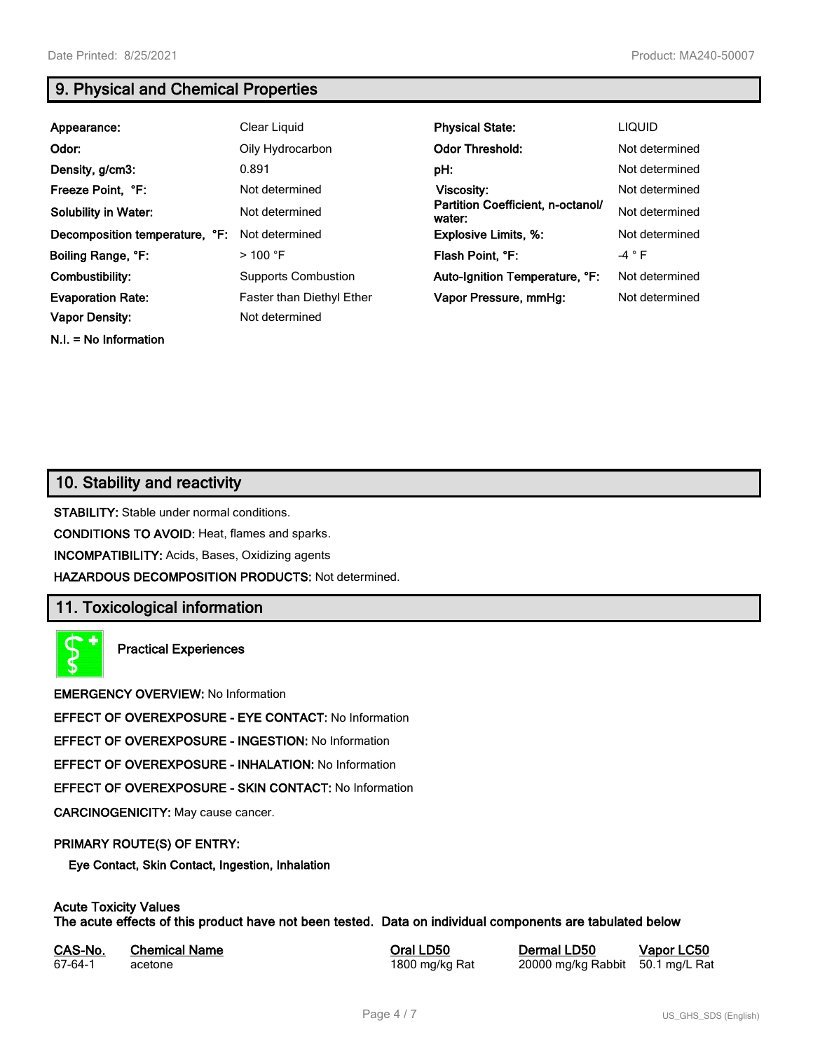## 9. Physical and Chemical Properties

| | | | |
|---|---|---|---|
| **Appearance:** | Clear Liquid | **Physical State:** | LIQUID |
| **Odor:** | Oily Hydrocarbon | **Odor Threshold:** | Not determined |
| **Density, g/cm3:** | 0.891 | **pH:** | Not determined |
| **Freeze Point, °F:** | Not determined | **Viscosity:** | Not determined |
| **Solubility in Water:** | Not determined | **Partition Coefficient, n-octanol/ water:** | Not determined |
| **Decomposition temperature, °F:** | Not determined | **Explosive Limits, %:** | Not determined |
| **Boiling Range, °F:** | > 100 °F | **Flash Point, °F:** | -4 ° F |
| **Combustibility:** | Supports Combustion | **Auto-Ignition Temperature, °F:** | Not determined |
| **Evaporation Rate:** | Faster than Diethyl Ether | **Vapor Pressure, mmHg:** | Not determined |
| **Vapor Density:** | Not determined | | |

**N.I. = No Information**

## 10. Stability and reactivity

**STABILITY:** Stable under normal conditions.

**CONDITIONS TO AVOID:** Heat, flames and sparks.

**INCOMPATIBILITY:** Acids, Bases, Oxidizing agents

**HAZARDOUS DECOMPOSITION PRODUCTS:** Not determined.

## 11. Toxicological information

**Practical Experiences**

**EMERGENCY OVERVIEW:** No Information

**EFFECT OF OVEREXPOSURE - EYE CONTACT:** No Information

**EFFECT OF OVEREXPOSURE - INGESTION:** No Information

**EFFECT OF OVEREXPOSURE - INHALATION:** No Information

**EFFECT OF OVEREXPOSURE - SKIN CONTACT:** No Information

**CARCINOGENICITY:** May cause cancer.

**PRIMARY ROUTE(S) OF ENTRY:**

**Eye Contact, Skin Contact, Ingestion, Inhalation**

**Acute Toxicity Values**
**The acute effects of this product have not been tested. Data on individual components are tabulated below**

| CAS-No. | Chemical Name | Oral LD50 | Dermal LD50 | Vapor LC50 |
|---|---|---|---|---|
| 67-64-1 | acetone | 1800 mg/kg Rat | 20000 mg/kg Rabbit | 50.1 mg/L Rat |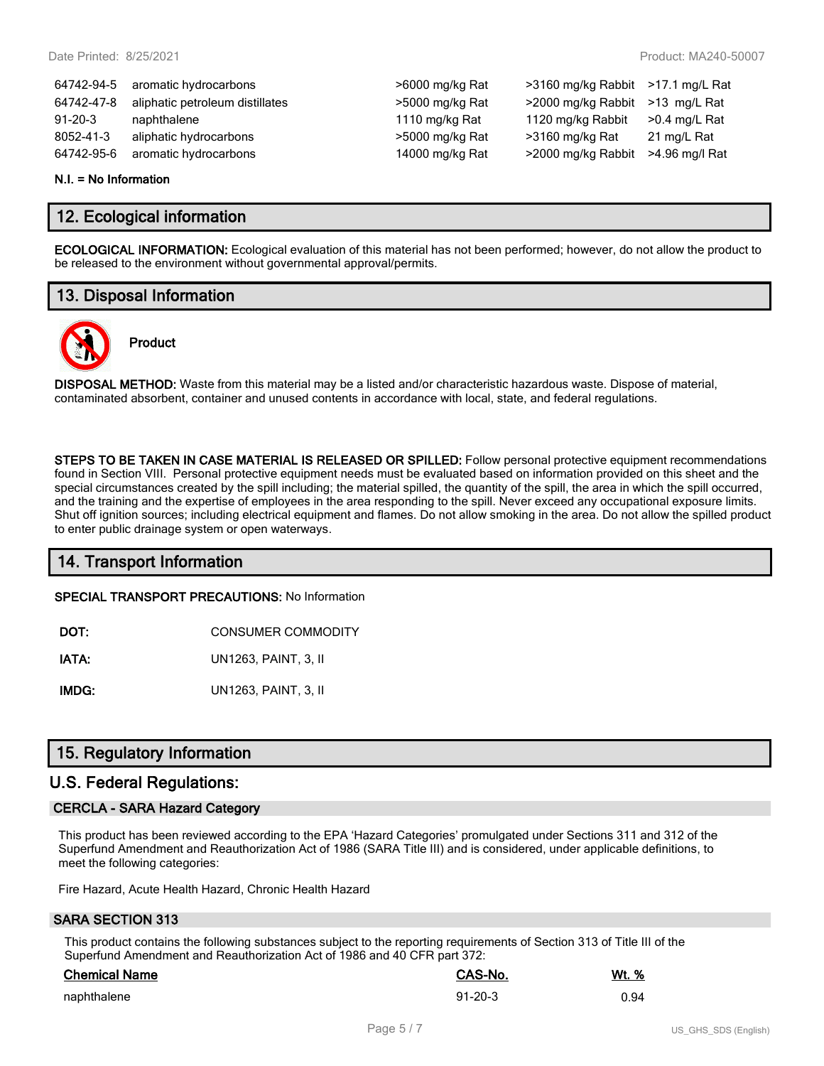| | | | | |
|---|---|---|---|---|
| 64742-94-5 | aromatic hydrocarbons | >6000 mg/kg Rat | >3160 mg/kg Rabbit | >17.1 mg/L Rat |
| 64742-47-8 | aliphatic petroleum distillates | >5000 mg/kg Rat | >2000 mg/kg Rabbit | >13 mg/L Rat |
| 91-20-3 | naphthalene | 1110 mg/kg Rat | 1120 mg/kg Rabbit | >0.4 mg/L Rat |
| 8052-41-3 | aliphatic hydrocarbons | >5000 mg/kg Rat | >3160 mg/kg Rat | 21 mg/L Rat |
| 64742-95-6 | aromatic hydrocarbons | 14000 mg/kg Rat | >2000 mg/kg Rabbit | >4.96 mg/l Rat |

**N.I. = No Information**

## 12. Ecological information

**ECOLOGICAL INFORMATION:** Ecological evaluation of this material has not been performed; however, do not allow the product to be released to the environment without governmental approval/permits.

## 13. Disposal Information

**Product**

**DISPOSAL METHOD:** Waste from this material may be a listed and/or characteristic hazardous waste. Dispose of material, contaminated absorbent, container and unused contents in accordance with local, state, and federal regulations.

**STEPS TO BE TAKEN IN CASE MATERIAL IS RELEASED OR SPILLED:** Follow personal protective equipment recommendations found in Section VIII. Personal protective equipment needs must be evaluated based on information provided on this sheet and the special circumstances created by the spill including; the material spilled, the quantity of the spill, the area in which the spill occurred, and the training and the expertise of employees in the area responding to the spill. Never exceed any occupational exposure limits. Shut off ignition sources; including electrical equipment and flames. Do not allow smoking in the area. Do not allow the spilled product to enter public drainage system or open waterways.

## 14. Transport Information

**SPECIAL TRANSPORT PRECAUTIONS:** No Information

**DOT:** CONSUMER COMMODITY

**IATA:** UN1263, PAINT, 3, II

**IMDG:** UN1263, PAINT, 3, II

## 15. Regulatory Information

## U.S. Federal Regulations:

### CERCLA - SARA Hazard Category

This product has been reviewed according to the EPA 'Hazard Categories' promulgated under Sections 311 and 312 of the Superfund Amendment and Reauthorization Act of 1986 (SARA Title III) and is considered, under applicable definitions, to meet the following categories:

Fire Hazard, Acute Health Hazard, Chronic Health Hazard

### SARA SECTION 313

This product contains the following substances subject to the reporting requirements of Section 313 of Title III of the Superfund Amendment and Reauthorization Act of 1986 and 40 CFR part 372:

| Chemical Name | CAS-No. | Wt. % |
|---|---|---|
| naphthalene | 91-20-3 | 0.94 |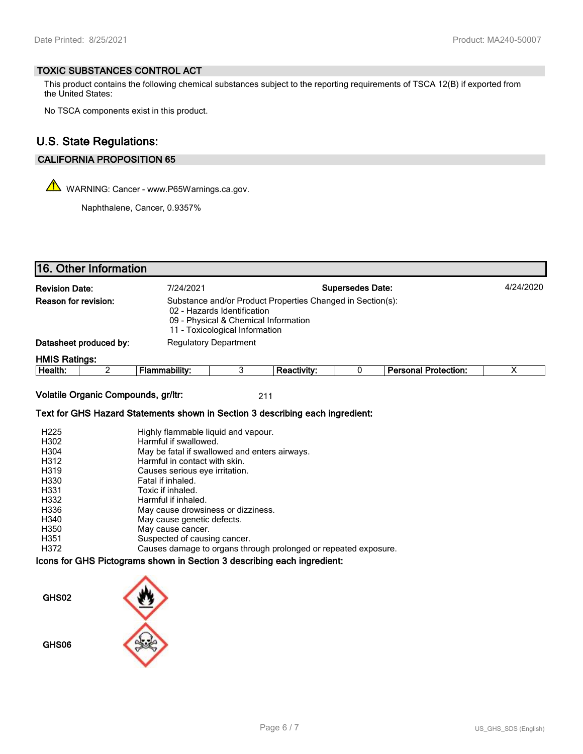### TOXIC SUBSTANCES CONTROL ACT

This product contains the following chemical substances subject to the reporting requirements of TSCA 12(B) if exported from the United States:

No TSCA components exist in this product.

## U.S. State Regulations:

### CALIFORNIA PROPOSITION 65

WARNING: Cancer - www.P65Warnings.ca.gov.

Naphthalene, Cancer, 0.9357%

## 16. Other Information

**Revision Date:** 7/24/2021 **Supersedes Date:** 4/24/2020

**Reason for revision:** Substance and/or Product Properties Changed in Section(s):
02 - Hazards Identification
09 - Physical & Chemical Information
11 - Toxicological Information

**Datasheet produced by:** Regulatory Department

**HMIS Ratings:**

| Health: | 2 | Flammability: | 3 | Reactivity: | 0 | Personal Protection: | X |
|---|---|---|---|---|---|---|---|

**Volatile Organic Compounds, gr/ltr:** 211

**Text for GHS Hazard Statements shown in Section 3 describing each ingredient:**

| | |
|---|---|
| H225 | Highly flammable liquid and vapour. |
| H302 | Harmful if swallowed. |
| H304 | May be fatal if swallowed and enters airways. |
| H312 | Harmful in contact with skin. |
| H319 | Causes serious eye irritation. |
| H330 | Fatal if inhaled. |
| H331 | Toxic if inhaled. |
| H332 | Harmful if inhaled. |
| H336 | May cause drowsiness or dizziness. |
| H340 | May cause genetic defects. |
| H350 | May cause cancer. |
| H351 | Suspected of causing cancer. |
| H372 | Causes damage to organs through prolonged or repeated exposure. |

**Icons for GHS Pictograms shown in Section 3 describing each ingredient:**

GHS02

GHS06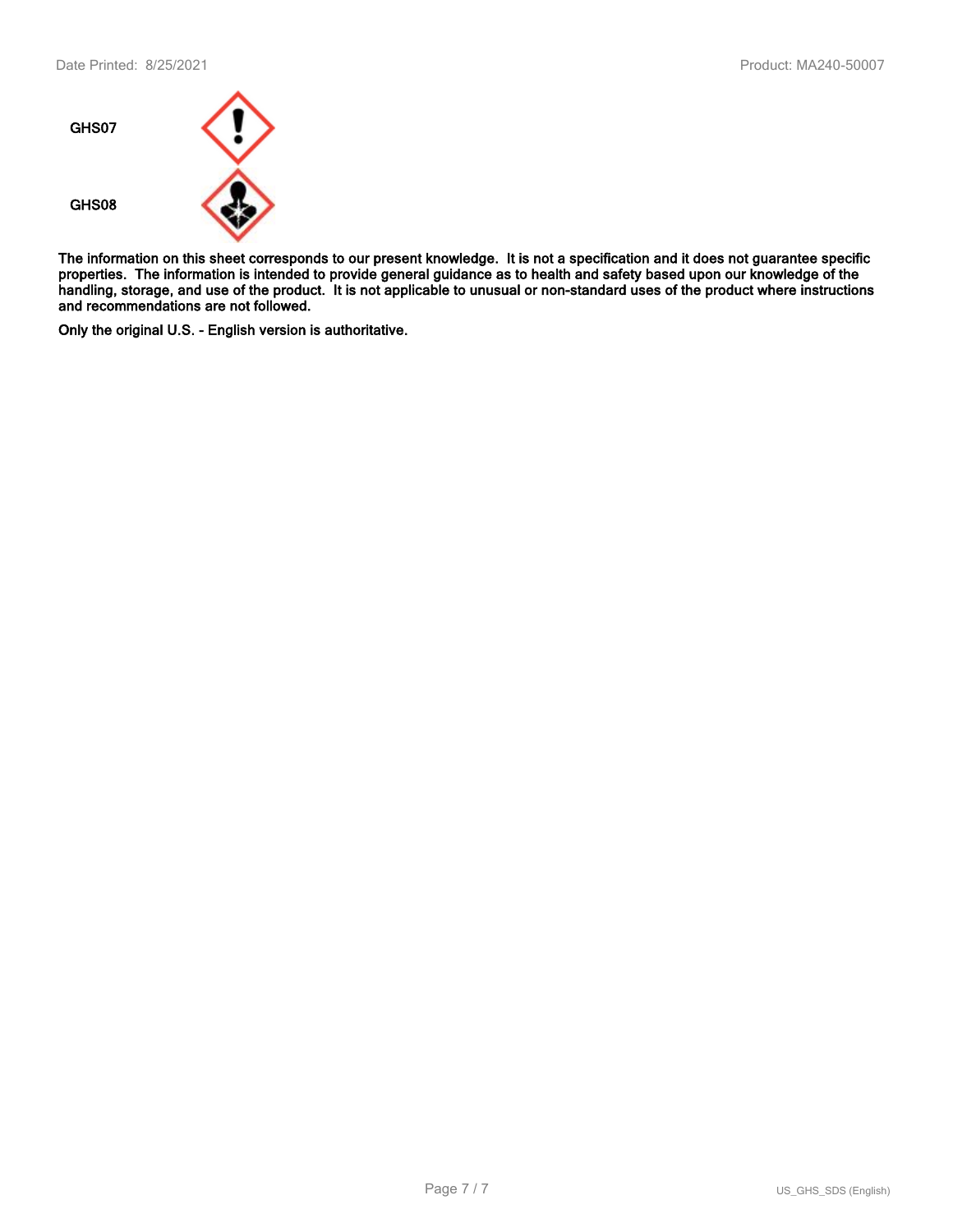GHS07

GHS08

**The information on this sheet corresponds to our present knowledge. It is not a specification and it does not guarantee specific properties. The information is intended to provide general guidance as to health and safety based upon our knowledge of the handling, storage, and use of the product. It is not applicable to unusual or non-standard uses of the product where instructions and recommendations are not followed.**

**Only the original U.S. - English version is authoritative.**